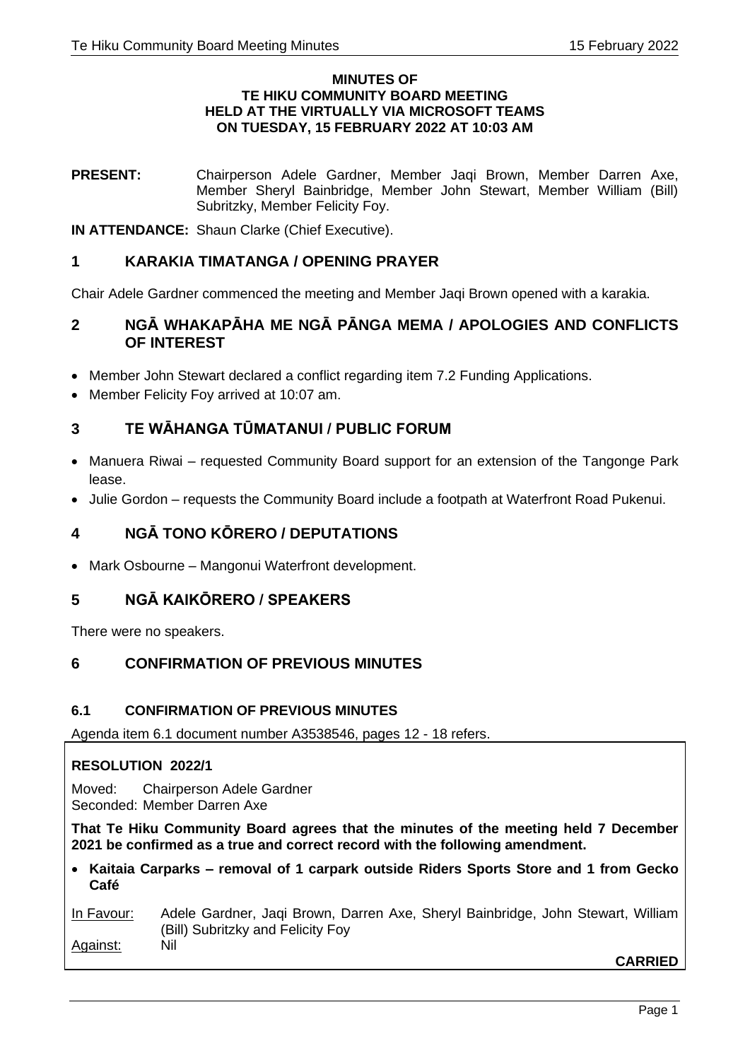**MINUTES OF**
**TE HIKU COMMUNITY BOARD MEETING**
**HELD AT THE VIRTUALLY VIA MICROSOFT TEAMS**
**ON TUESDAY, 15 FEBRUARY 2022 AT 10:03 AM**

**PRESENT:** Chairperson Adele Gardner, Member Jaqi Brown, Member Darren Axe, Member Sheryl Bainbridge, Member John Stewart, Member William (Bill) Subritzky, Member Felicity Foy.

**IN ATTENDANCE:** Shaun Clarke (Chief Executive).

## 1 KARAKIA TIMATANGA / OPENING PRAYER

Chair Adele Gardner commenced the meeting and Member Jaqi Brown opened with a karakia.

## 2 NGĀ WHAKAPĀHA ME NGĀ PĀNGA MEMA / APOLOGIES AND CONFLICTS OF INTEREST

- Member John Stewart declared a conflict regarding item 7.2 Funding Applications.
- Member Felicity Foy arrived at 10:07 am.

## 3 TE WĀHANGA TŪMATANUI / PUBLIC FORUM

- Manuera Riwai – requested Community Board support for an extension of the Tangonge Park lease.
- Julie Gordon – requests the Community Board include a footpath at Waterfront Road Pukenui.

## 4 NGĀ TONO KŌRERO / DEPUTATIONS

- Mark Osbourne – Mangonui Waterfront development.

## 5 NGĀ KAIKŌRERO / SPEAKERS

There were no speakers.

## 6 CONFIRMATION OF PREVIOUS MINUTES

### 6.1 CONFIRMATION OF PREVIOUS MINUTES

Agenda item 6.1 document number A3538546, pages 12 - 18 refers.

**RESOLUTION 2022/1**

Moved: Chairperson Adele Gardner
Seconded: Member Darren Axe

**That Te Hiku Community Board agrees that the minutes of the meeting held 7 December 2021 be confirmed as a true and correct record with the following amendment.**

- **Kaitaia Carparks – removal of 1 carpark outside Riders Sports Store and 1 from Gecko Café**

In Favour: Adele Gardner, Jaqi Brown, Darren Axe, Sheryl Bainbridge, John Stewart, William (Bill) Subritzky and Felicity Foy
Against: Nil

**CARRIED**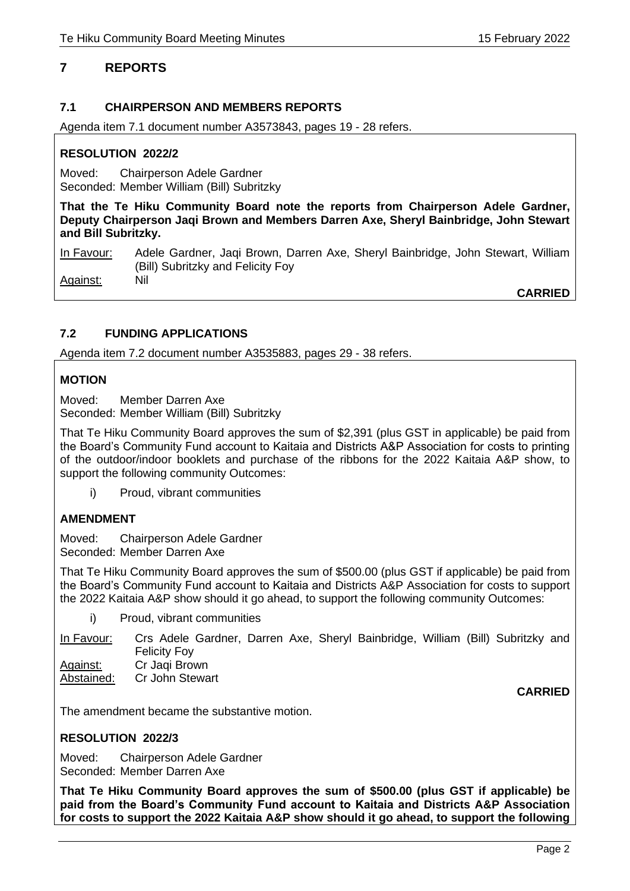## 7 REPORTS

### 7.1 CHAIRPERSON AND MEMBERS REPORTS

Agenda item 7.1 document number A3573843, pages 19 - 28 refers.

**RESOLUTION 2022/2**

Moved: Chairperson Adele Gardner
Seconded: Member William (Bill) Subritzky

**That the Te Hiku Community Board note the reports from Chairperson Adele Gardner, Deputy Chairperson Jaqi Brown and Members Darren Axe, Sheryl Bainbridge, John Stewart and Bill Subritzky.**

In Favour: Adele Gardner, Jaqi Brown, Darren Axe, Sheryl Bainbridge, John Stewart, William (Bill) Subritzky and Felicity Foy
Against: Nil

**CARRIED**

### 7.2 FUNDING APPLICATIONS

Agenda item 7.2 document number A3535883, pages 29 - 38 refers.

**MOTION**

Moved: Member Darren Axe
Seconded: Member William (Bill) Subritzky

That Te Hiku Community Board approves the sum of $2,391 (plus GST in applicable) be paid from the Board's Community Fund account to Kaitaia and Districts A&P Association for costs to printing of the outdoor/indoor booklets and purchase of the ribbons for the 2022 Kaitaia A&P show, to support the following community Outcomes:

i) Proud, vibrant communities

**AMENDMENT**

Moved: Chairperson Adele Gardner
Seconded: Member Darren Axe

That Te Hiku Community Board approves the sum of $500.00 (plus GST if applicable) be paid from the Board's Community Fund account to Kaitaia and Districts A&P Association for costs to support the 2022 Kaitaia A&P show should it go ahead, to support the following community Outcomes:

i) Proud, vibrant communities

In Favour: Crs Adele Gardner, Darren Axe, Sheryl Bainbridge, William (Bill) Subritzky and Felicity Foy
Against: Cr Jaqi Brown
Abstained: Cr John Stewart

**CARRIED**

The amendment became the substantive motion.

**RESOLUTION 2022/3**

Moved: Chairperson Adele Gardner
Seconded: Member Darren Axe

**That Te Hiku Community Board approves the sum of $500.00 (plus GST if applicable) be paid from the Board's Community Fund account to Kaitaia and Districts A&P Association for costs to support the 2022 Kaitaia A&P show should it go ahead, to support the following**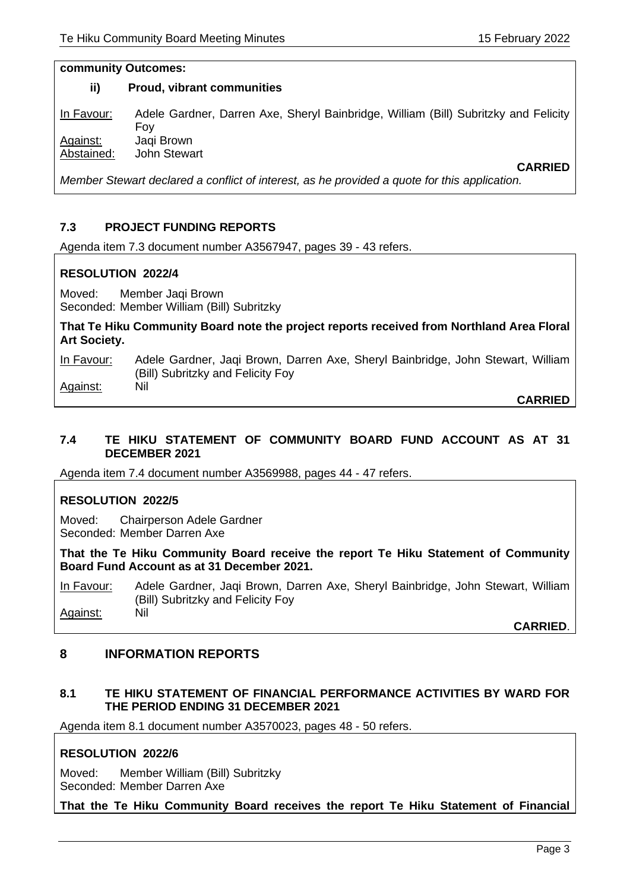**community Outcomes:**

**ii) Proud, vibrant communities**

In Favour: Adele Gardner, Darren Axe, Sheryl Bainbridge, William (Bill) Subritzky and Felicity Foy
Against: Jaqi Brown
Abstained: John Stewart

**CARRIED**

*Member Stewart declared a conflict of interest, as he provided a quote for this application.*

### 7.3 PROJECT FUNDING REPORTS

Agenda item 7.3 document number A3567947, pages 39 - 43 refers.

**RESOLUTION 2022/4**

Moved: Member Jaqi Brown
Seconded: Member William (Bill) Subritzky

**That Te Hiku Community Board note the project reports received from Northland Area Floral Art Society.**

In Favour: Adele Gardner, Jaqi Brown, Darren Axe, Sheryl Bainbridge, John Stewart, William (Bill) Subritzky and Felicity Foy
Against: Nil

**CARRIED**

### 7.4 TE HIKU STATEMENT OF COMMUNITY BOARD FUND ACCOUNT AS AT 31 DECEMBER 2021

Agenda item 7.4 document number A3569988, pages 44 - 47 refers.

**RESOLUTION 2022/5**

Moved: Chairperson Adele Gardner
Seconded: Member Darren Axe

**That the Te Hiku Community Board receive the report Te Hiku Statement of Community Board Fund Account as at 31 December 2021.**

In Favour: Adele Gardner, Jaqi Brown, Darren Axe, Sheryl Bainbridge, John Stewart, William (Bill) Subritzky and Felicity Foy
Against: Nil

**CARRIED**.

## 8 INFORMATION REPORTS

### 8.1 TE HIKU STATEMENT OF FINANCIAL PERFORMANCE ACTIVITIES BY WARD FOR THE PERIOD ENDING 31 DECEMBER 2021

Agenda item 8.1 document number A3570023, pages 48 - 50 refers.

**RESOLUTION 2022/6**

Moved: Member William (Bill) Subritzky
Seconded: Member Darren Axe

**That the Te Hiku Community Board receives the report Te Hiku Statement of Financial**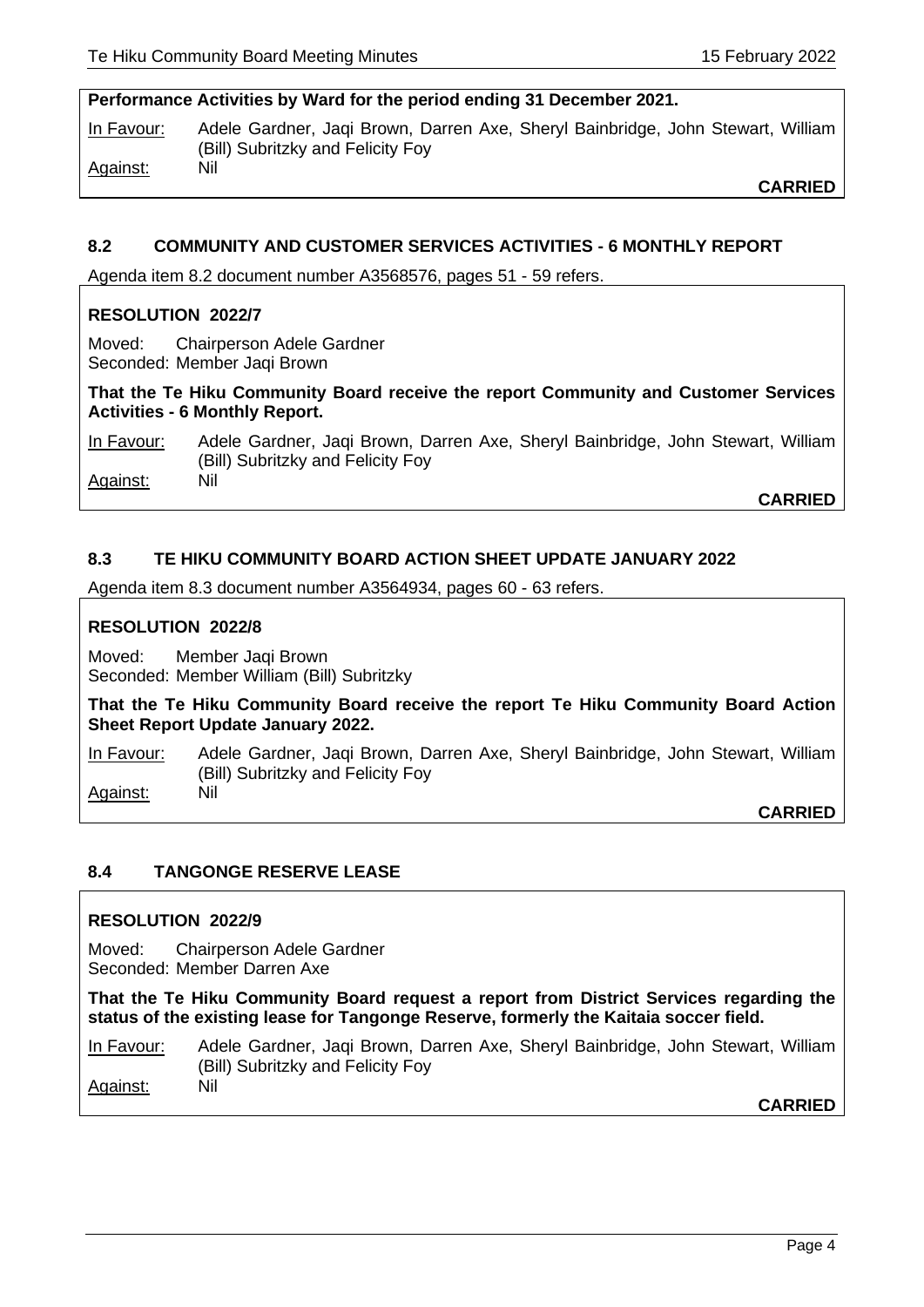**Performance Activities by Ward for the period ending 31 December 2021.**

In Favour: Adele Gardner, Jaqi Brown, Darren Axe, Sheryl Bainbridge, John Stewart, William (Bill) Subritzky and Felicity Foy

Against: Nil

**CARRIED**

## 8.2 COMMUNITY AND CUSTOMER SERVICES ACTIVITIES - 6 MONTHLY REPORT

Agenda item 8.2 document number A3568576, pages 51 - 59 refers.

### RESOLUTION 2022/7

Moved: Chairperson Adele Gardner
Seconded: Member Jaqi Brown

**That the Te Hiku Community Board receive the report Community and Customer Services Activities - 6 Monthly Report.**

In Favour: Adele Gardner, Jaqi Brown, Darren Axe, Sheryl Bainbridge, John Stewart, William (Bill) Subritzky and Felicity Foy

Against: Nil

**CARRIED**

## 8.3 TE HIKU COMMUNITY BOARD ACTION SHEET UPDATE JANUARY 2022

Agenda item 8.3 document number A3564934, pages 60 - 63 refers.

### RESOLUTION 2022/8

Moved: Member Jaqi Brown
Seconded: Member William (Bill) Subritzky

**That the Te Hiku Community Board receive the report Te Hiku Community Board Action Sheet Report Update January 2022.**

In Favour: Adele Gardner, Jaqi Brown, Darren Axe, Sheryl Bainbridge, John Stewart, William (Bill) Subritzky and Felicity Foy

Against: Nil

**CARRIED**

## 8.4 TANGONGE RESERVE LEASE

### RESOLUTION 2022/9

Moved: Chairperson Adele Gardner
Seconded: Member Darren Axe

**That the Te Hiku Community Board request a report from District Services regarding the status of the existing lease for Tangonge Reserve, formerly the Kaitaia soccer field.**

In Favour: Adele Gardner, Jaqi Brown, Darren Axe, Sheryl Bainbridge, John Stewart, William (Bill) Subritzky and Felicity Foy

Against: Nil

**CARRIED**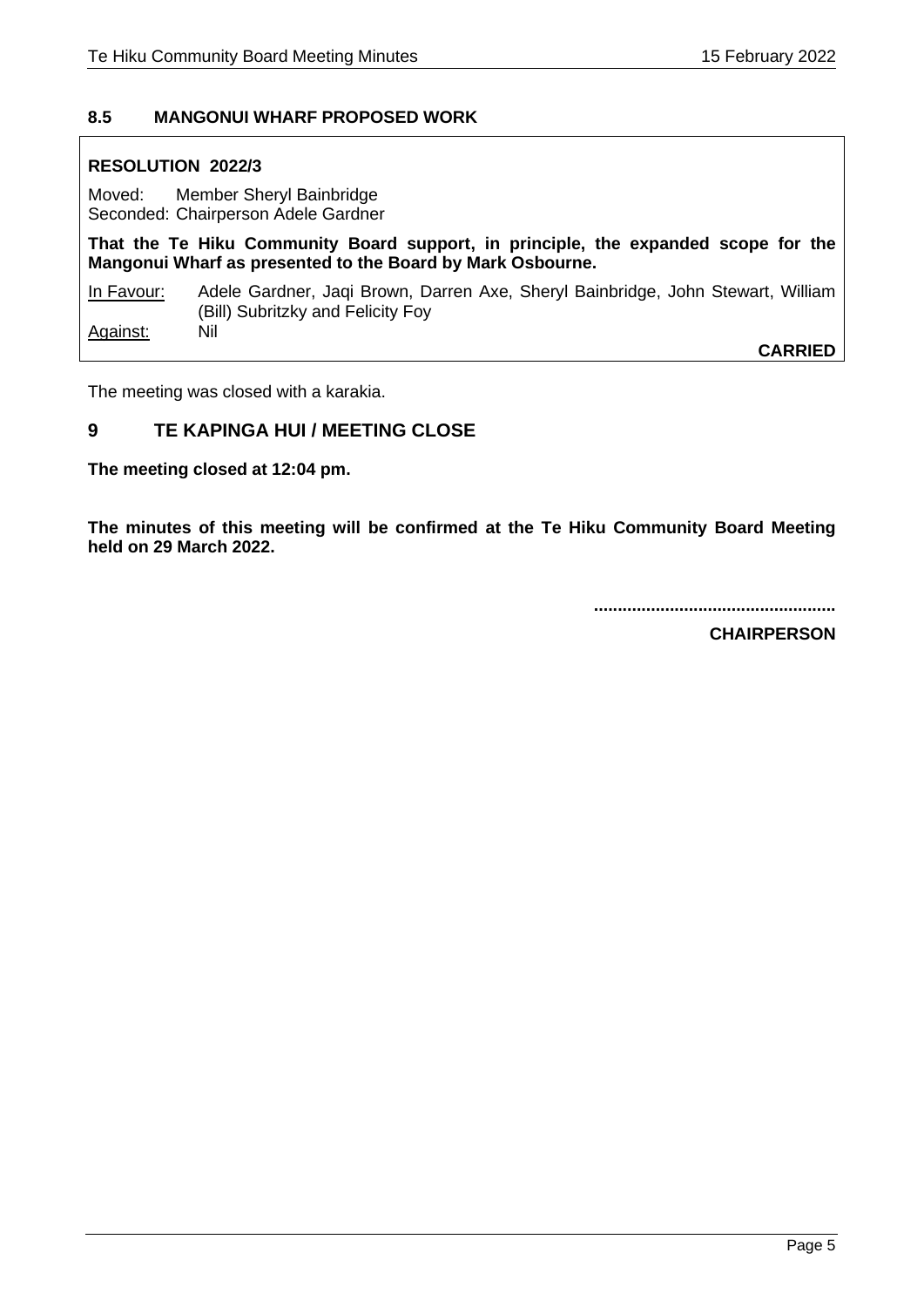### 8.5 MANGONUI WHARF PROPOSED WORK

**RESOLUTION 2022/3**

Moved: Member Sheryl Bainbridge
Seconded: Chairperson Adele Gardner

**That the Te Hiku Community Board support, in principle, the expanded scope for the Mangonui Wharf as presented to the Board by Mark Osbourne.**

In Favour: Adele Gardner, Jaqi Brown, Darren Axe, Sheryl Bainbridge, John Stewart, William (Bill) Subritzky and Felicity Foy
Against: Nil

**CARRIED**

The meeting was closed with a karakia.

## 9 TE KAPINGA HUI / MEETING CLOSE

**The meeting closed at 12:04 pm.**

**The minutes of this meeting will be confirmed at the Te Hiku Community Board Meeting held on 29 March 2022.**

...................................................

**CHAIRPERSON**